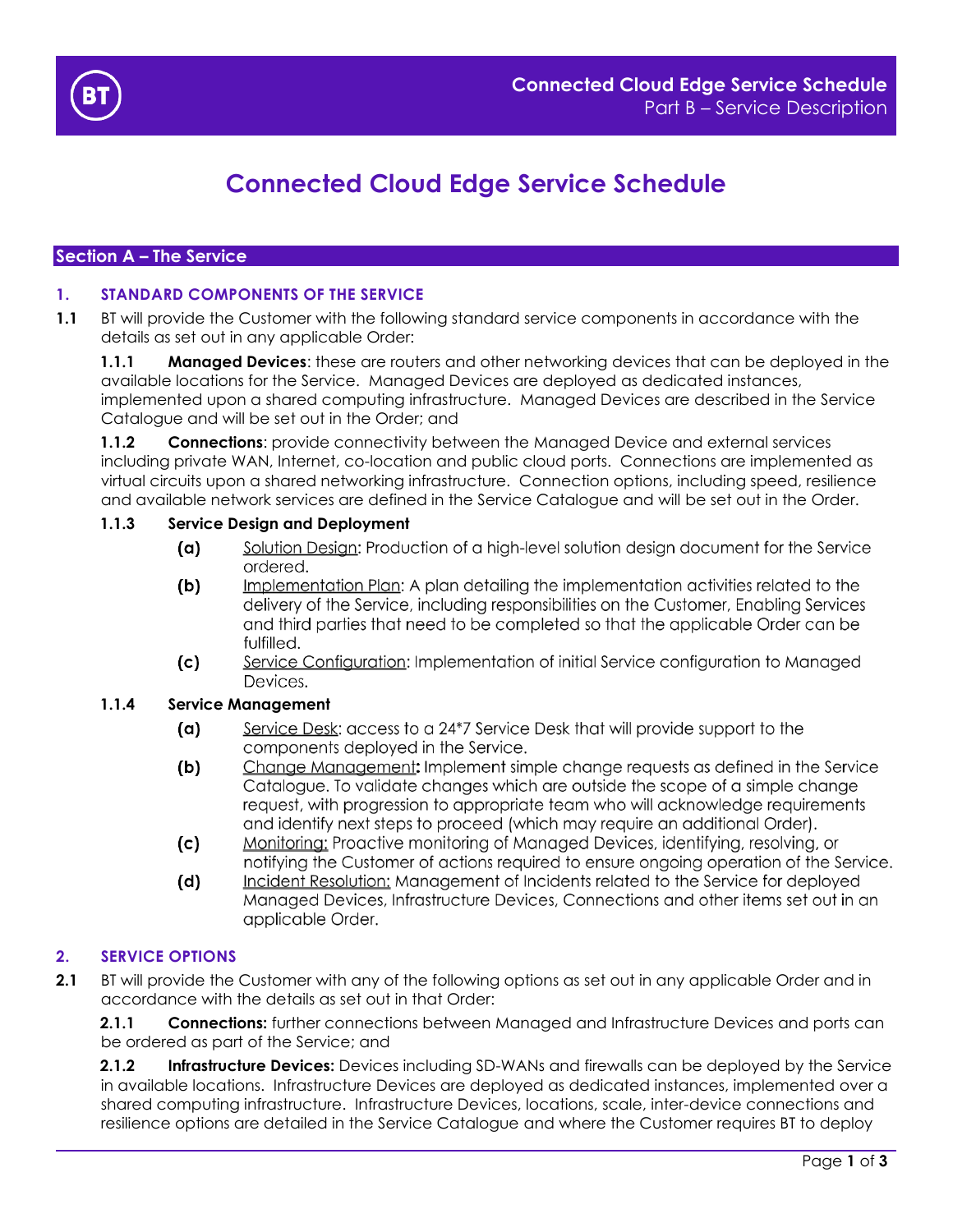# Connected Cloud Edge Service Schedule

## Section A – The Service

### 1. STANDARD COMPONENTS OF THE SERVICE

**1.1** BT will provide the Customer with the following standard service components in accordance with the details as set out in any applicable Order:

**1.1.1** **Managed Devices**: these are routers and other networking devices that can be deployed in the available locations for the Service. Managed Devices are deployed as dedicated instances, implemented upon a shared computing infrastructure. Managed Devices are described in the Service Catalogue and will be set out in the Order; and

**1.1.2** **Connections**: provide connectivity between the Managed Device and external services including private WAN, Internet, co-location and public cloud ports. Connections are implemented as virtual circuits upon a shared networking infrastructure. Connection options, including speed, resilience and available network services are defined in the Service Catalogue and will be set out in the Order.

**1.1.3** **Service Design and Deployment**

- **(a)** Solution Design: Production of a high-level solution design document for the Service ordered.
- **(b)** Implementation Plan: A plan detailing the implementation activities related to the delivery of the Service, including responsibilities on the Customer, Enabling Services and third parties that need to be completed so that the applicable Order can be fulfilled.
- **(c)** Service Configuration: Implementation of initial Service configuration to Managed Devices.

**1.1.4** **Service Management**

- **(a)** Service Desk: access to a 24*7 Service Desk that will provide support to the components deployed in the Service.
- **(b)** Change Management**:** Implement simple change requests as defined in the Service Catalogue. To validate changes which are outside the scope of a simple change request, with progression to appropriate team who will acknowledge requirements and identify next steps to proceed (which may require an additional Order).
- **(c)** Monitoring: Proactive monitoring of Managed Devices, identifying, resolving, or notifying the Customer of actions required to ensure ongoing operation of the Service.
- **(d)** Incident Resolution: Management of Incidents related to the Service for deployed Managed Devices, Infrastructure Devices, Connections and other items set out in an applicable Order.

### 2. SERVICE OPTIONS

**2.1** BT will provide the Customer with any of the following options as set out in any applicable Order and in accordance with the details as set out in that Order:

**2.1.1** **Connections:** further connections between Managed and Infrastructure Devices and ports can be ordered as part of the Service; and

**2.1.2** **Infrastructure Devices:** Devices including SD-WANs and firewalls can be deployed by the Service in available locations. Infrastructure Devices are deployed as dedicated instances, implemented over a shared computing infrastructure. Infrastructure Devices, locations, scale, inter-device connections and resilience options are detailed in the Service Catalogue and where the Customer requires BT to deploy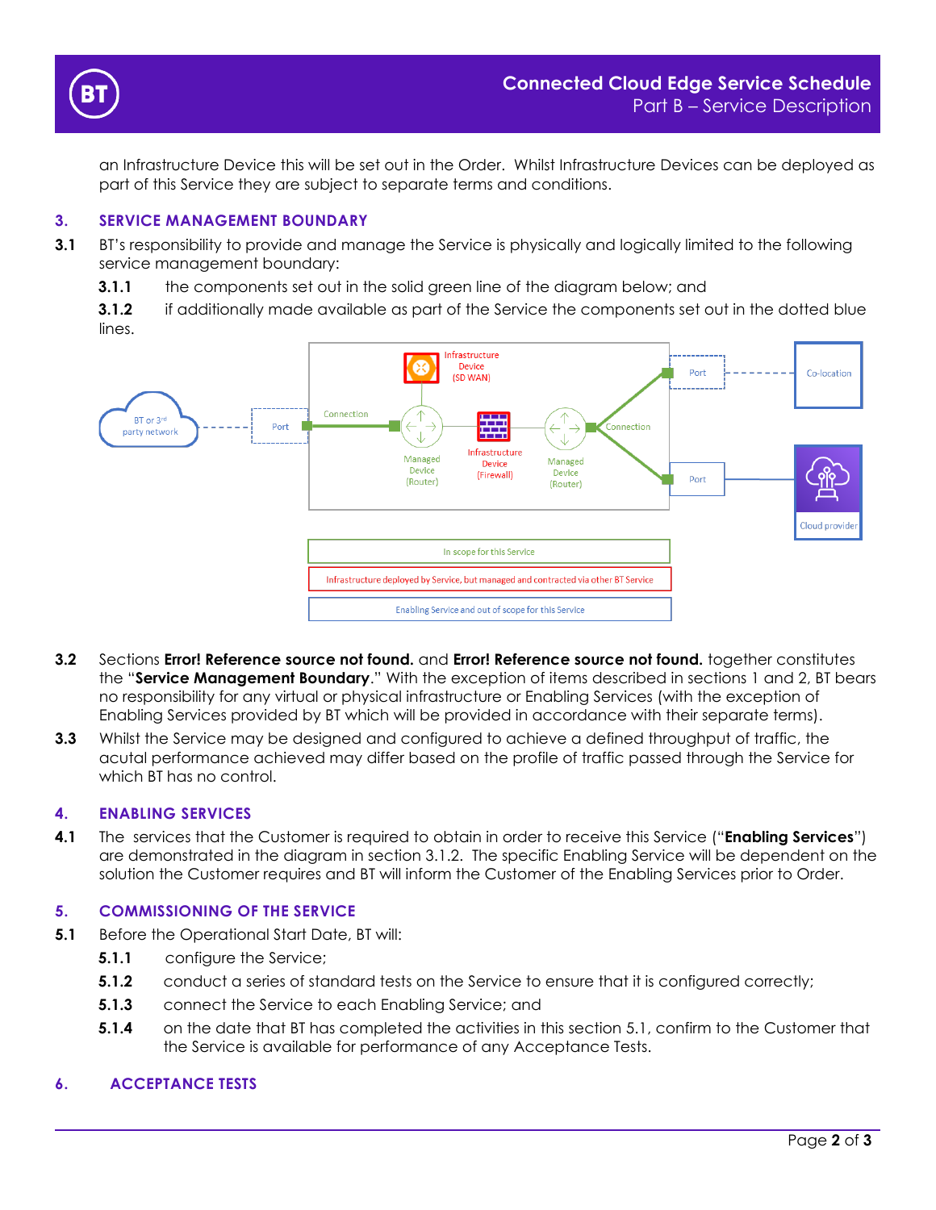an Infrastructure Device this will be set out in the Order. Whilst Infrastructure Devices can be deployed as part of this Service they are subject to separate terms and conditions.

## 3. SERVICE MANAGEMENT BOUNDARY

**3.1** BT's responsibility to provide and manage the Service is physically and logically limited to the following service management boundary:

**3.1.1** the components set out in the solid green line of the diagram below; and

**3.1.2** if additionally made available as part of the Service the components set out in the dotted blue lines.

**3.2** Sections **Error! Reference source not found.** and **Error! Reference source not found.** together constitutes the "**Service Management Boundary**." With the exception of items described in sections 1 and 2, BT bears no responsibility for any virtual or physical infrastructure or Enabling Services (with the exception of Enabling Services provided by BT which will be provided in accordance with their separate terms).

**3.3** Whilst the Service may be designed and configured to achieve a defined throughput of traffic, the acutal performance achieved may differ based on the profile of traffic passed through the Service for which BT has no control.

## 4. ENABLING SERVICES

**4.1** The services that the Customer is required to obtain in order to receive this Service ("**Enabling Services**") are demonstrated in the diagram in section 3.1.2. The specific Enabling Service will be dependent on the solution the Customer requires and BT will inform the Customer of the Enabling Services prior to Order.

## 5. COMMISSIONING OF THE SERVICE

**5.1** Before the Operational Start Date, BT will:

**5.1.1** configure the Service;

**5.1.2** conduct a series of standard tests on the Service to ensure that it is configured correctly;

**5.1.3** connect the Service to each Enabling Service; and

**5.1.4** on the date that BT has completed the activities in this section 5.1, confirm to the Customer that the Service is available for performance of any Acceptance Tests.

## 6. ACCEPTANCE TESTS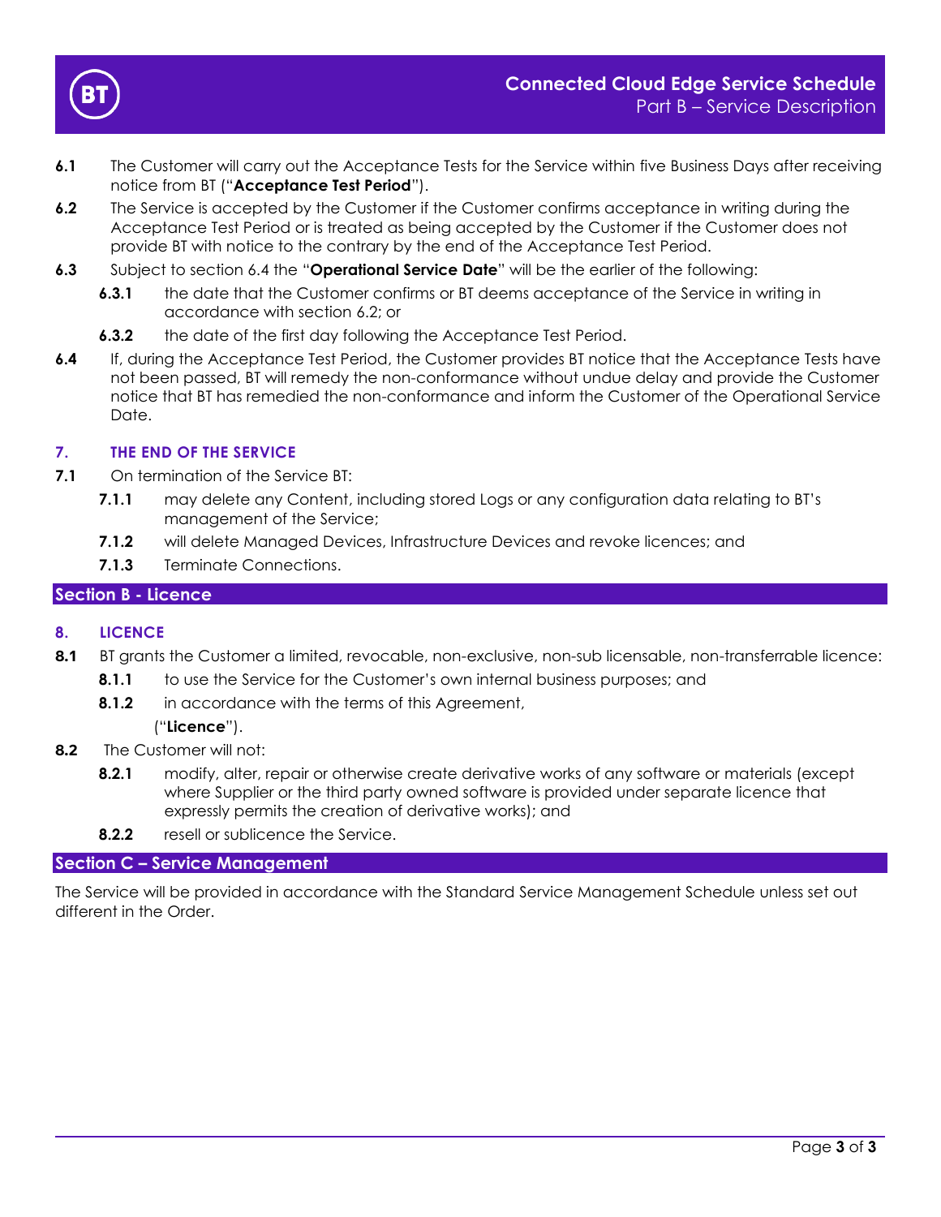**6.1** The Customer will carry out the Acceptance Tests for the Service within five Business Days after receiving notice from BT ("**Acceptance Test Period**").

**6.2** The Service is accepted by the Customer if the Customer confirms acceptance in writing during the Acceptance Test Period or is treated as being accepted by the Customer if the Customer does not provide BT with notice to the contrary by the end of the Acceptance Test Period.

**6.3** Subject to section 6.4 the "**Operational Service Date**" will be the earlier of the following:

- **6.3.1** the date that the Customer confirms or BT deems acceptance of the Service in writing in accordance with section 6.2; or
- **6.3.2** the date of the first day following the Acceptance Test Period.

**6.4** If, during the Acceptance Test Period, the Customer provides BT notice that the Acceptance Tests have not been passed, BT will remedy the non-conformance without undue delay and provide the Customer notice that BT has remedied the non-conformance and inform the Customer of the Operational Service Date.

## 7. THE END OF THE SERVICE

**7.1** On termination of the Service BT:

- **7.1.1** may delete any Content, including stored Logs or any configuration data relating to BT's management of the Service;
- **7.1.2** will delete Managed Devices, Infrastructure Devices and revoke licences; and
- **7.1.3** Terminate Connections.

# Section B - Licence

## 8. LICENCE

**8.1** BT grants the Customer a limited, revocable, non-exclusive, non-sub licensable, non-transferrable licence:

- **8.1.1** to use the Service for the Customer's own internal business purposes; and
- **8.1.2** in accordance with the terms of this Agreement,

("**Licence**").

**8.2** The Customer will not:

- **8.2.1** modify, alter, repair or otherwise create derivative works of any software or materials (except where Supplier or the third party owned software is provided under separate licence that expressly permits the creation of derivative works); and
- **8.2.2** resell or sublicence the Service.

# Section C – Service Management

The Service will be provided in accordance with the Standard Service Management Schedule unless set out different in the Order.